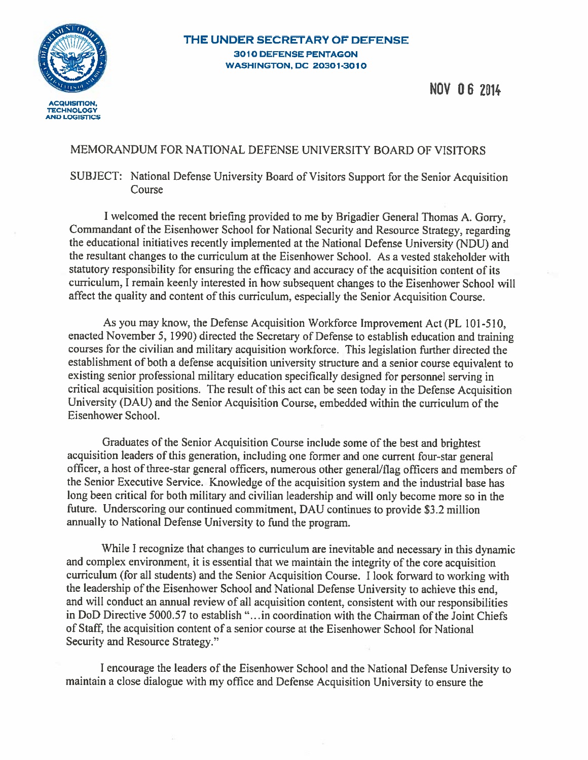**THE UNDER SECRETARY OF DEFENSE**
**3010 DEFENSE PENTAGON**
**WASHINGTON, DC 20301-3010**

ACQUISITION, TECHNOLOGY AND LOGISTICS

NOV 06 2014

MEMORANDUM FOR NATIONAL DEFENSE UNIVERSITY BOARD OF VISITORS

SUBJECT: National Defense University Board of Visitors Support for the Senior Acquisition Course

I welcomed the recent briefing provided to me by Brigadier General Thomas A. Gorry, Commandant of the Eisenhower School for National Security and Resource Strategy, regarding the educational initiatives recently implemented at the National Defense University (NDU) and the resultant changes to the curriculum at the Eisenhower School. As a vested stakeholder with statutory responsibility for ensuring the efficacy and accuracy of the acquisition content of its curriculum, I remain keenly interested in how subsequent changes to the Eisenhower School will affect the quality and content of this curriculum, especially the Senior Acquisition Course.

As you may know, the Defense Acquisition Workforce Improvement Act (PL 101-510, enacted November 5, 1990) directed the Secretary of Defense to establish education and training courses for the civilian and military acquisition workforce. This legislation further directed the establishment of both a defense acquisition university structure and a senior course equivalent to existing senior professional military education specifically designed for personnel serving in critical acquisition positions. The result of this act can be seen today in the Defense Acquisition University (DAU) and the Senior Acquisition Course, embedded within the curriculum of the Eisenhower School.

Graduates of the Senior Acquisition Course include some of the best and brightest acquisition leaders of this generation, including one former and one current four-star general officer, a host of three-star general officers, numerous other general/flag officers and members of the Senior Executive Service. Knowledge of the acquisition system and the industrial base has long been critical for both military and civilian leadership and will only become more so in the future. Underscoring our continued commitment, DAU continues to provide $3.2 million annually to National Defense University to fund the program.

While I recognize that changes to curriculum are inevitable and necessary in this dynamic and complex environment, it is essential that we maintain the integrity of the core acquisition curriculum (for all students) and the Senior Acquisition Course. I look forward to working with the leadership of the Eisenhower School and National Defense University to achieve this end, and will conduct an annual review of all acquisition content, consistent with our responsibilities in DoD Directive 5000.57 to establish "...in coordination with the Chairman of the Joint Chiefs of Staff, the acquisition content of a senior course at the Eisenhower School for National Security and Resource Strategy."

I encourage the leaders of the Eisenhower School and the National Defense University to maintain a close dialogue with my office and Defense Acquisition University to ensure the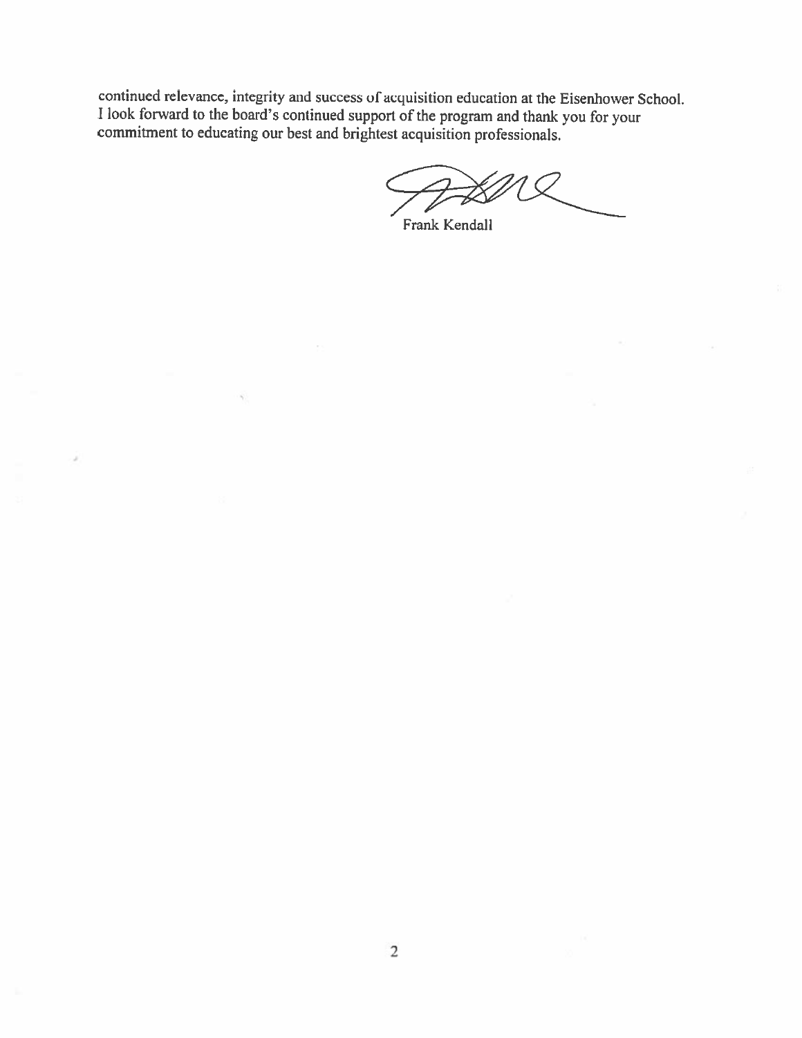continued relevance, integrity and success of acquisition education at the Eisenhower School. I look forward to the board's continued support of the program and thank you for your commitment to educating our best and brightest acquisition professionals.

Frank Kendall